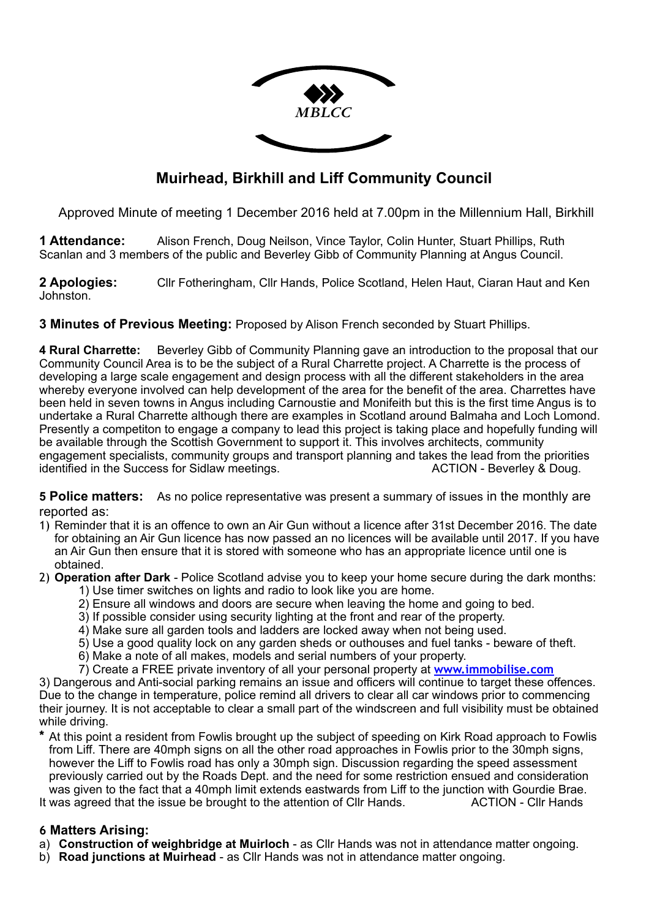MBLCC

# Muirhead, Birkhill and Liff Community Council

Approved Minute of meeting 1 December 2016 held at 7.00pm in the Millennium Hall, Birkhill

**1 Attendance:** Alison French, Doug Neilson, Vince Taylor, Colin Hunter, Stuart Phillips, Ruth Scanlan and 3 members of the public and Beverley Gibb of Community Planning at Angus Council.

**2 Apologies:** Cllr Fotheringham, Cllr Hands, Police Scotland, Helen Haut, Ciaran Haut and Ken Johnston.

**3 Minutes of Previous Meeting:** Proposed by Alison French seconded by Stuart Phillips.

**4 Rural Charrette:** Beverley Gibb of Community Planning gave an introduction to the proposal that our Community Council Area is to be the subject of a Rural Charrette project. A Charrette is the process of developing a large scale engagement and design process with all the different stakeholders in the area whereby everyone involved can help development of the area for the benefit of the area. Charrettes have been held in seven towns in Angus including Carnoustie and Monifeith but this is the first time Angus is to undertake a Rural Charrette although there are examples in Scotland around Balmaha and Loch Lomond. Presently a competiton to engage a company to lead this project is taking place and hopefully funding will be available through the Scottish Government to support it. This involves architects, community engagement specialists, community groups and transport planning and takes the lead from the priorities identified in the Success for Sidlaw meetings. ACTION - Beverley & Doug.

**5 Police matters:** As no police representative was present a summary of issues in the monthly are reported as:

1) Reminder that it is an offence to own an Air Gun without a licence after 31st December 2016. The date for obtaining an Air Gun licence has now passed an no licences will be available until 2017. If you have an Air Gun then ensure that it is stored with someone who has an appropriate licence until one is obtained.
2) **Operation after Dark** - Police Scotland advise you to keep your home secure during the dark months:
    1) Use timer switches on lights and radio to look like you are home.
    2) Ensure all windows and doors are secure when leaving the home and going to bed.
    3) If possible consider using security lighting at the front and rear of the property.
    4) Make sure all garden tools and ladders are locked away when not being used.
    5) Use a good quality lock on any garden sheds or outhouses and fuel tanks - beware of theft.
    6) Make a note of all makes, models and serial numbers of your property.
    7) Create a FREE private inventory of all your personal property at [www.immobilise.com](http://www.immobilise.com)

3) Dangerous and Anti-social parking remains an issue and officers will continue to target these offences. Due to the change in temperature, police remind all drivers to clear all car windows prior to commencing their journey. It is not acceptable to clear a small part of the windscreen and full visibility must be obtained while driving.

* At this point a resident from Fowlis brought up the subject of speeding on Kirk Road approach to Fowlis from Liff. There are 40mph signs on all the other road approaches in Fowlis prior to the 30mph signs, however the Liff to Fowlis road has only a 30mph sign. Discussion regarding the speed assessment previously carried out by the Roads Dept. and the need for some restriction ensued and consideration was given to the fact that a 40mph limit extends eastwards from Liff to the junction with Gourdie Brae.

It was agreed that the issue be brought to the attention of Cllr Hands. ACTION - Cllr Hands

**6 Matters Arising:**

a) **Construction of weighbridge at Muirloch** - as Cllr Hands was not in attendance matter ongoing.
b) **Road junctions at Muirhead** - as Cllr Hands was not in attendance matter ongoing.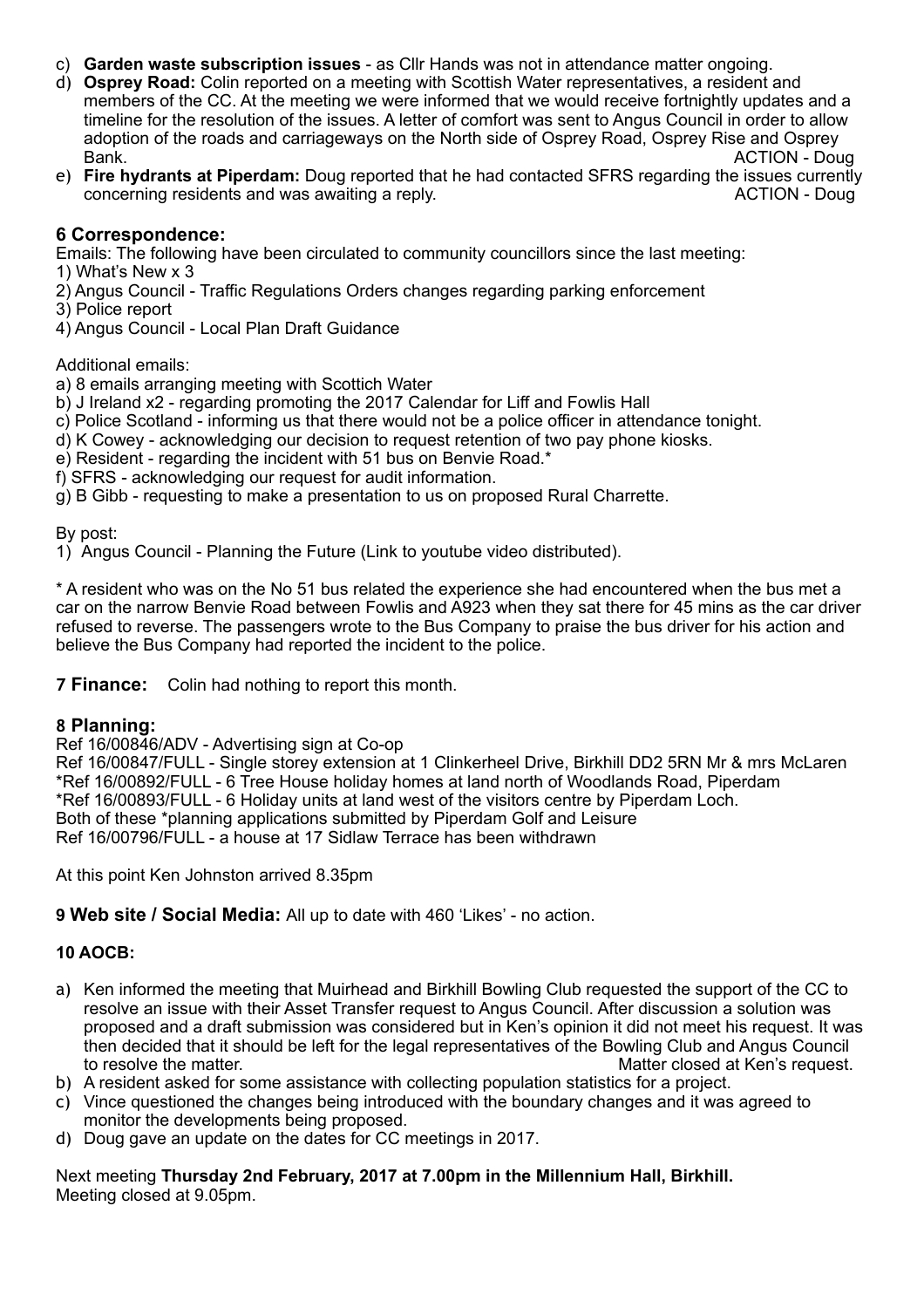c) **Garden waste subscription issues** - as Cllr Hands was not in attendance matter ongoing.

d) **Osprey Road:** Colin reported on a meeting with Scottish Water representatives, a resident and members of the CC. At the meeting we were informed that we would receive fortnightly updates and a timeline for the resolution of the issues. A letter of comfort was sent to Angus Council in order to allow adoption of the roads and carriageways on the North side of Osprey Road, Osprey Rise and Osprey Bank. ACTION - Doug

e) **Fire hydrants at Piperdam:** Doug reported that he had contacted SFRS regarding the issues currently concerning residents and was awaiting a reply. ACTION - Doug

## 6 Correspondence:

Emails: The following have been circulated to community councillors since the last meeting:

1) What's New x 3
2) Angus Council - Traffic Regulations Orders changes regarding parking enforcement
3) Police report
4) Angus Council - Local Plan Draft Guidance

Additional emails:

a) 8 emails arranging meeting with Scottich Water
b) J Ireland x2 - regarding promoting the 2017 Calendar for Liff and Fowlis Hall
c) Police Scotland - informing us that there would not be a police officer in attendance tonight.
d) K Cowey - acknowledging our decision to request retention of two pay phone kiosks.
e) Resident - regarding the incident with 51 bus on Benvie Road.*
f) SFRS - acknowledging our request for audit information.
g) B Gibb - requesting to make a presentation to us on proposed Rural Charrette.

By post:

1) Angus Council - Planning the Future (Link to youtube video distributed).

* A resident who was on the No 51 bus related the experience she had encountered when the bus met a car on the narrow Benvie Road between Fowlis and A923 when they sat there for 45 mins as the car driver refused to reverse. The passengers wrote to the Bus Company to praise the bus driver for his action and believe the Bus Company had reported the incident to the police.

**7 Finance:** Colin had nothing to report this month.

## 8 Planning:

Ref 16/00846/ADV - Advertising sign at Co-op
Ref 16/00847/FULL - Single storey extension at 1 Clinkerheel Drive, Birkhill DD2 5RN Mr & mrs McLaren
*Ref 16/00892/FULL - 6 Tree House holiday homes at land north of Woodlands Road, Piperdam
*Ref 16/00893/FULL - 6 Holiday units at land west of the visitors centre by Piperdam Loch.
Both of these *planning applications submitted by Piperdam Golf and Leisure
Ref 16/00796/FULL - a house at 17 Sidlaw Terrace has been withdrawn

At this point Ken Johnston arrived 8.35pm

**9 Web site / Social Media:** All up to date with 460 'Likes' - no action.

## 10 AOCB:

a) Ken informed the meeting that Muirhead and Birkhill Bowling Club requested the support of the CC to resolve an issue with their Asset Transfer request to Angus Council. After discussion a solution was proposed and a draft submission was considered but in Ken's opinion it did not meet his request. It was then decided that it should be left for the legal representatives of the Bowling Club and Angus Council to resolve the matter. Matter closed at Ken's request.
b) A resident asked for some assistance with collecting population statistics for a project.
c) Vince questioned the changes being introduced with the boundary changes and it was agreed to monitor the developments being proposed.
d) Doug gave an update on the dates for CC meetings in 2017.

Next meeting **Thursday 2nd February, 2017 at 7.00pm in the Millennium Hall, Birkhill.**
Meeting closed at 9.05pm.